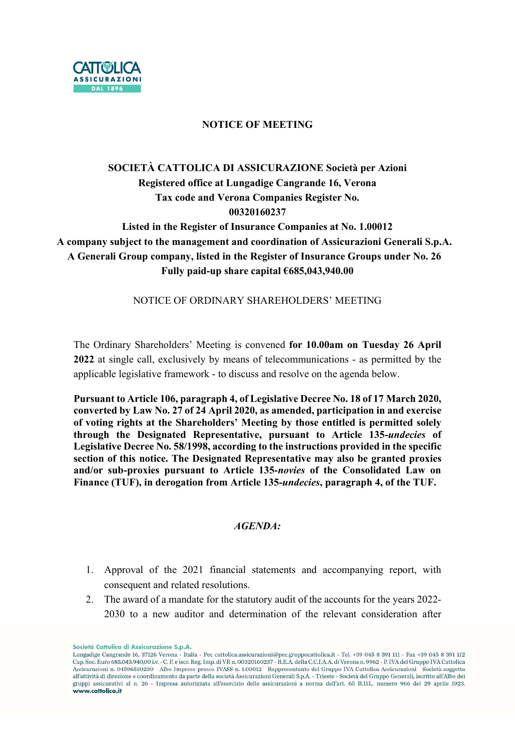# NOTICE OF MEETING

**SOCIETÀ CATTOLICA DI ASSICURAZIONE Società per Azioni**
**Registered office at Lungadige Cangrande 16, Verona**
**Tax code and Verona Companies Register No. 00320160237**
**Listed in the Register of Insurance Companies at No. 1.00012**
**A company subject to the management and coordination of Assicurazioni Generali S.p.A.**
**A Generali Group company, listed in the Register of Insurance Groups under No. 26**
**Fully paid-up share capital €685,043,940.00**

NOTICE OF ORDINARY SHAREHOLDERS' MEETING

The Ordinary Shareholders' Meeting is convened **for 10.00am on Tuesday 26 April 2022** at single call, exclusively by means of telecommunications - as permitted by the applicable legislative framework - to discuss and resolve on the agenda below.

**Pursuant to Article 106, paragraph 4, of Legislative Decree No. 18 of 17 March 2020, converted by Law No. 27 of 24 April 2020, as amended, participation in and exercise of voting rights at the Shareholders' Meeting by those entitled is permitted solely through the Designated Representative, pursuant to Article 135-*undecies* of Legislative Decree No. 58/1998, according to the instructions provided in the specific section of this notice. The Designated Representative may also be granted proxies and/or sub-proxies pursuant to Article 135-*novies* of the Consolidated Law on Finance (TUF), in derogation from Article 135-*undecies*, paragraph 4, of the TUF.**

***AGENDA:***

1. Approval of the 2021 financial statements and accompanying report, with consequent and related resolutions.
2. The award of a mandate for the statutory audit of the accounts for the years 2022-2030 to a new auditor and determination of the relevant consideration after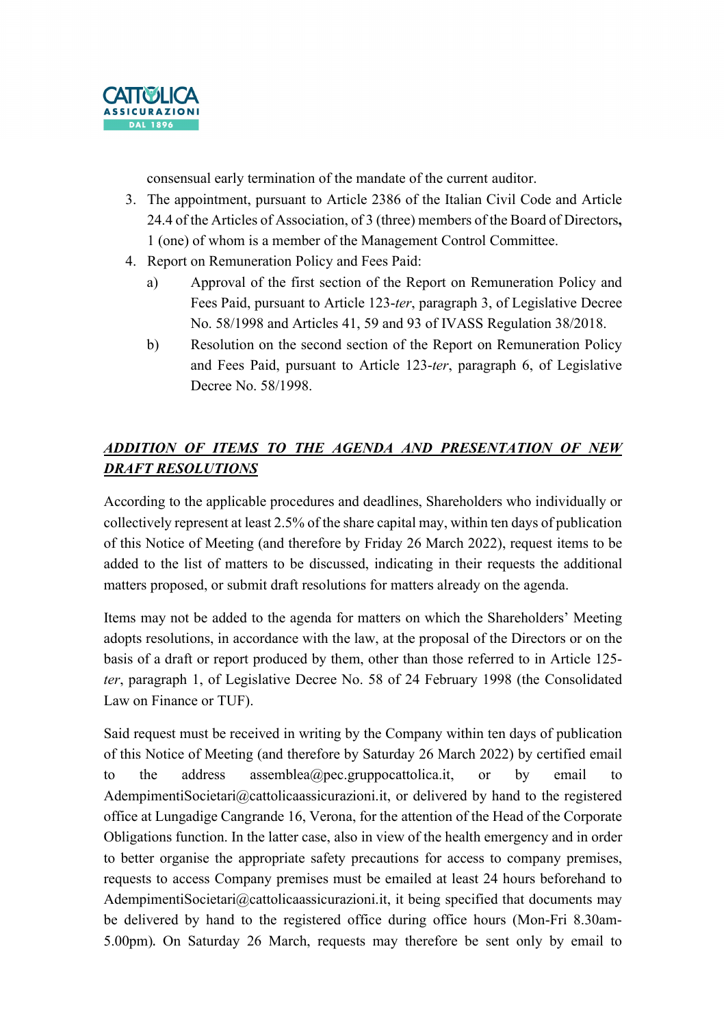consensual early termination of the mandate of the current auditor.

3. The appointment, pursuant to Article 2386 of the Italian Civil Code and Article 24.4 of the Articles of Association, of 3 (three) members of the Board of Directors**,** 1 (one) of whom is a member of the Management Control Committee.
4. Report on Remuneration Policy and Fees Paid:
   a) Approval of the first section of the Report on Remuneration Policy and Fees Paid, pursuant to Article 123-*ter*, paragraph 3, of Legislative Decree No. 58/1998 and Articles 41, 59 and 93 of IVASS Regulation 38/2018.
   b) Resolution on the second section of the Report on Remuneration Policy and Fees Paid, pursuant to Article 123-*ter*, paragraph 6, of Legislative Decree No. 58/1998.

## ***ADDITION OF ITEMS TO THE AGENDA AND PRESENTATION OF NEW DRAFT RESOLUTIONS***

According to the applicable procedures and deadlines, Shareholders who individually or collectively represent at least 2.5% of the share capital may, within ten days of publication of this Notice of Meeting (and therefore by Friday 26 March 2022), request items to be added to the list of matters to be discussed, indicating in their requests the additional matters proposed, or submit draft resolutions for matters already on the agenda.

Items may not be added to the agenda for matters on which the Shareholders' Meeting adopts resolutions, in accordance with the law, at the proposal of the Directors or on the basis of a draft or report produced by them, other than those referred to in Article 125-*ter*, paragraph 1, of Legislative Decree No. 58 of 24 February 1998 (the Consolidated Law on Finance or TUF).

Said request must be received in writing by the Company within ten days of publication of this Notice of Meeting (and therefore by Saturday 26 March 2022) by certified email to the address assemblea@pec.gruppocattolica.it, or by email to AdempimentiSocietari@cattolicaassicurazioni.it, or delivered by hand to the registered office at Lungadige Cangrande 16, Verona, for the attention of the Head of the Corporate Obligations function. In the latter case, also in view of the health emergency and in order to better organise the appropriate safety precautions for access to company premises, requests to access Company premises must be emailed at least 24 hours beforehand to AdempimentiSocietari@cattolicaassicurazioni.it, it being specified that documents may be delivered by hand to the registered office during office hours (Mon-Fri 8.30am-5.00pm). On Saturday 26 March, requests may therefore be sent only by email to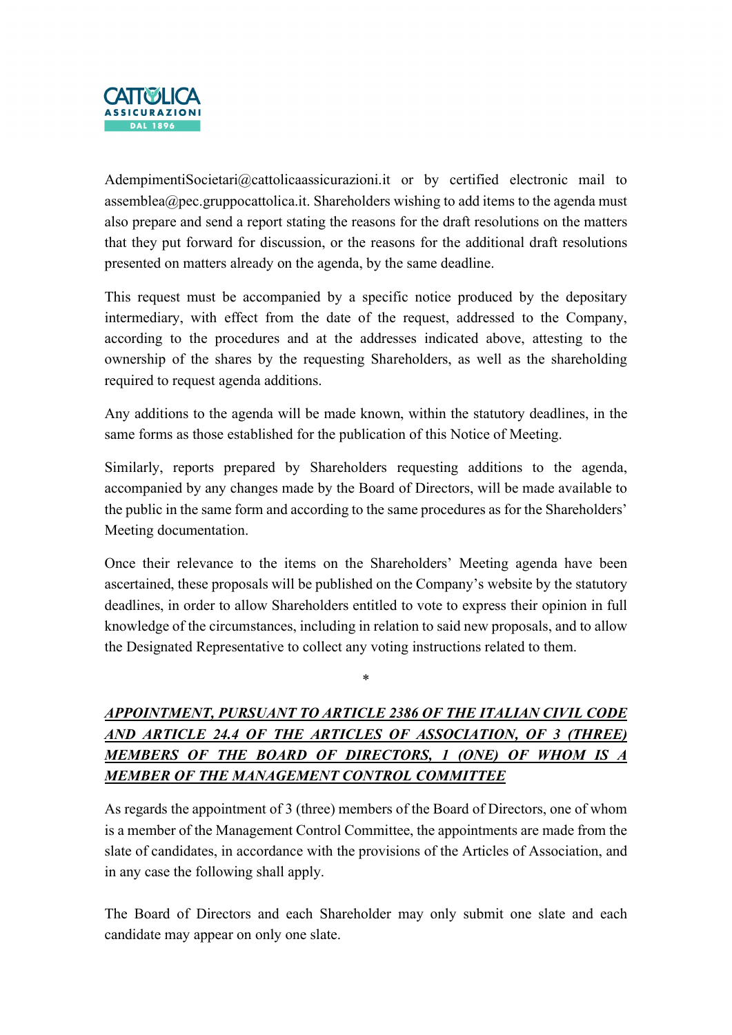AdempimentiSocietari@cattolicaassicurazioni.it or by certified electronic mail to assemblea@pec.gruppocattolica.it. Shareholders wishing to add items to the agenda must also prepare and send a report stating the reasons for the draft resolutions on the matters that they put forward for discussion, or the reasons for the additional draft resolutions presented on matters already on the agenda, by the same deadline.

This request must be accompanied by a specific notice produced by the depositary intermediary, with effect from the date of the request, addressed to the Company, according to the procedures and at the addresses indicated above, attesting to the ownership of the shares by the requesting Shareholders, as well as the shareholding required to request agenda additions.

Any additions to the agenda will be made known, within the statutory deadlines, in the same forms as those established for the publication of this Notice of Meeting.

Similarly, reports prepared by Shareholders requesting additions to the agenda, accompanied by any changes made by the Board of Directors, will be made available to the public in the same form and according to the same procedures as for the Shareholders' Meeting documentation.

Once their relevance to the items on the Shareholders' Meeting agenda have been ascertained, these proposals will be published on the Company's website by the statutory deadlines, in order to allow Shareholders entitled to vote to express their opinion in full knowledge of the circumstances, including in relation to said new proposals, and to allow the Designated Representative to collect any voting instructions related to them.

*

***<u>APPOINTMENT, PURSUANT TO ARTICLE 2386 OF THE ITALIAN CIVIL CODE AND ARTICLE 24.4 OF THE ARTICLES OF ASSOCIATION, OF 3 (THREE) MEMBERS OF THE BOARD OF DIRECTORS, 1 (ONE) OF WHOM IS A MEMBER OF THE MANAGEMENT CONTROL COMMITTEE</u>***

As regards the appointment of 3 (three) members of the Board of Directors, one of whom is a member of the Management Control Committee, the appointments are made from the slate of candidates, in accordance with the provisions of the Articles of Association, and in any case the following shall apply.

The Board of Directors and each Shareholder may only submit one slate and each candidate may appear on only one slate.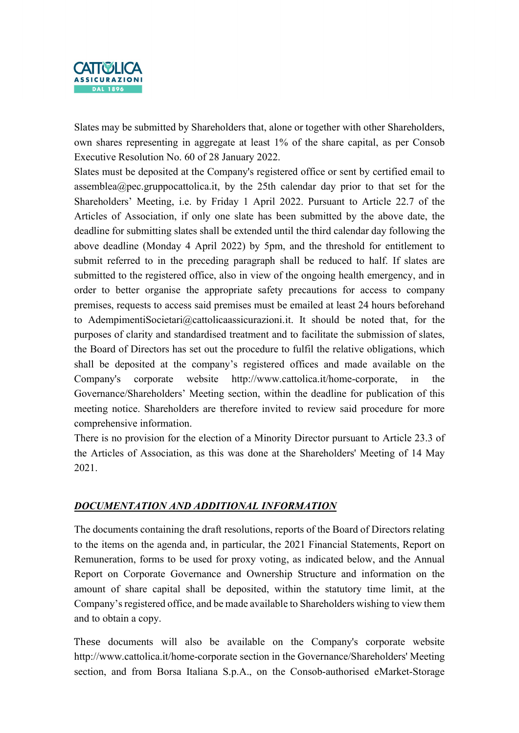Slates may be submitted by Shareholders that, alone or together with other Shareholders, own shares representing in aggregate at least 1% of the share capital, as per Consob Executive Resolution No. 60 of 28 January 2022.

Slates must be deposited at the Company's registered office or sent by certified email to assemblea@pec.gruppocattolica.it, by the 25th calendar day prior to that set for the Shareholders' Meeting, i.e. by Friday 1 April 2022. Pursuant to Article 22.7 of the Articles of Association, if only one slate has been submitted by the above date, the deadline for submitting slates shall be extended until the third calendar day following the above deadline (Monday 4 April 2022) by 5pm, and the threshold for entitlement to submit referred to in the preceding paragraph shall be reduced to half. If slates are submitted to the registered office, also in view of the ongoing health emergency, and in order to better organise the appropriate safety precautions for access to company premises, requests to access said premises must be emailed at least 24 hours beforehand to AdempimentiSocietari@cattolicaassicurazioni.it. It should be noted that, for the purposes of clarity and standardised treatment and to facilitate the submission of slates, the Board of Directors has set out the procedure to fulfil the relative obligations, which shall be deposited at the company's registered offices and made available on the Company's corporate website http://www.cattolica.it/home-corporate, in the Governance/Shareholders' Meeting section, within the deadline for publication of this meeting notice. Shareholders are therefore invited to review said procedure for more comprehensive information.

There is no provision for the election of a Minority Director pursuant to Article 23.3 of the Articles of Association, as this was done at the Shareholders' Meeting of 14 May 2021.

## ***DOCUMENTATION AND ADDITIONAL INFORMATION***

The documents containing the draft resolutions, reports of the Board of Directors relating to the items on the agenda and, in particular, the 2021 Financial Statements, Report on Remuneration, forms to be used for proxy voting, as indicated below, and the Annual Report on Corporate Governance and Ownership Structure and information on the amount of share capital shall be deposited, within the statutory time limit, at the Company's registered office, and be made available to Shareholders wishing to view them and to obtain a copy.

These documents will also be available on the Company's corporate website http://www.cattolica.it/home-corporate section in the Governance/Shareholders' Meeting section, and from Borsa Italiana S.p.A., on the Consob-authorised eMarket-Storage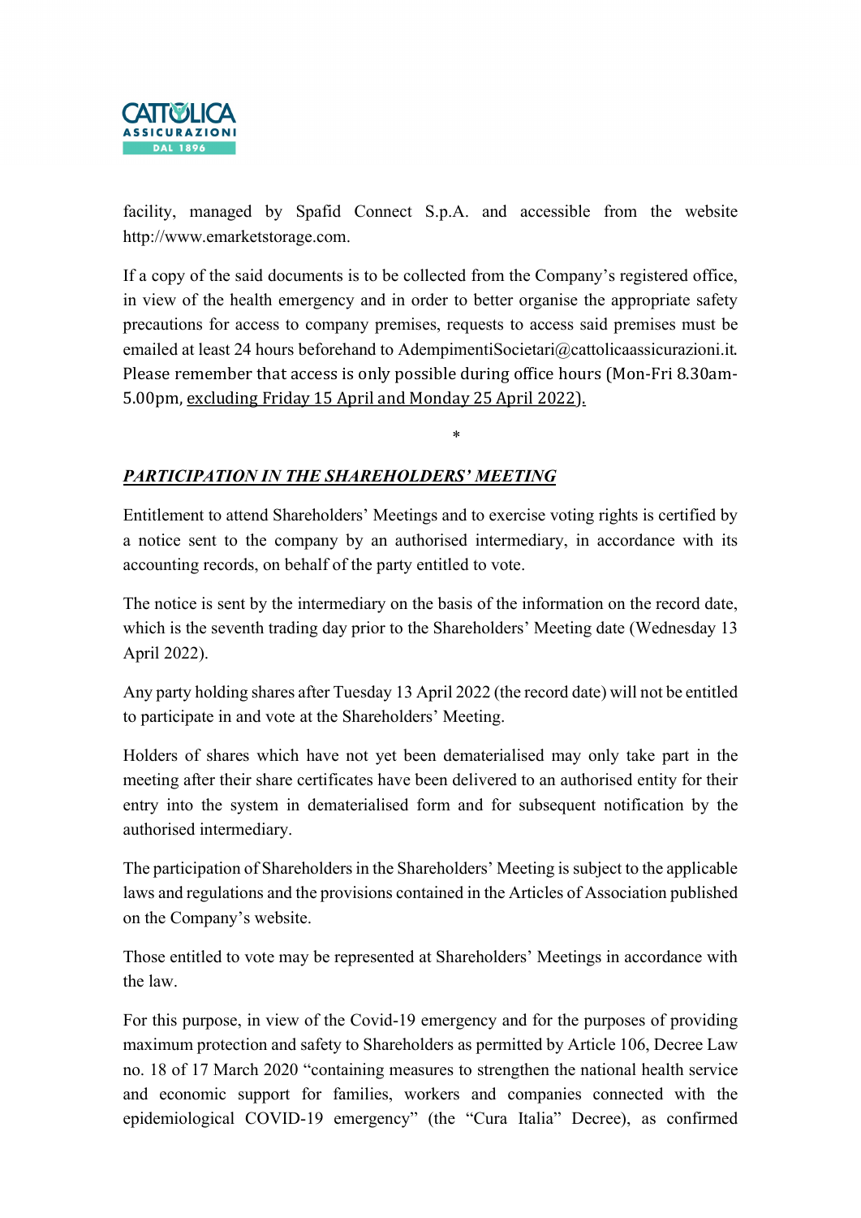facility, managed by Spafid Connect S.p.A. and accessible from the website http://www.emarketstorage.com.

If a copy of the said documents is to be collected from the Company's registered office, in view of the health emergency and in order to better organise the appropriate safety precautions for access to company premises, requests to access said premises must be emailed at least 24 hours beforehand to AdempimentiSocietari@cattolicaassicurazioni.it. Please remember that access is only possible during office hours (Mon-Fri 8.30am-5.00pm, <u>excluding Friday 15 April and Monday 25 April 2022).</u>

*

## ***<u>PARTICIPATION IN THE SHAREHOLDERS' MEETING</u>***

Entitlement to attend Shareholders' Meetings and to exercise voting rights is certified by a notice sent to the company by an authorised intermediary, in accordance with its accounting records, on behalf of the party entitled to vote.

The notice is sent by the intermediary on the basis of the information on the record date, which is the seventh trading day prior to the Shareholders' Meeting date (Wednesday 13 April 2022).

Any party holding shares after Tuesday 13 April 2022 (the record date) will not be entitled to participate in and vote at the Shareholders' Meeting.

Holders of shares which have not yet been dematerialised may only take part in the meeting after their share certificates have been delivered to an authorised entity for their entry into the system in dematerialised form and for subsequent notification by the authorised intermediary.

The participation of Shareholders in the Shareholders' Meeting is subject to the applicable laws and regulations and the provisions contained in the Articles of Association published on the Company's website.

Those entitled to vote may be represented at Shareholders' Meetings in accordance with the law.

For this purpose, in view of the Covid-19 emergency and for the purposes of providing maximum protection and safety to Shareholders as permitted by Article 106, Decree Law no. 18 of 17 March 2020 "containing measures to strengthen the national health service and economic support for families, workers and companies connected with the epidemiological COVID-19 emergency" (the "Cura Italia" Decree), as confirmed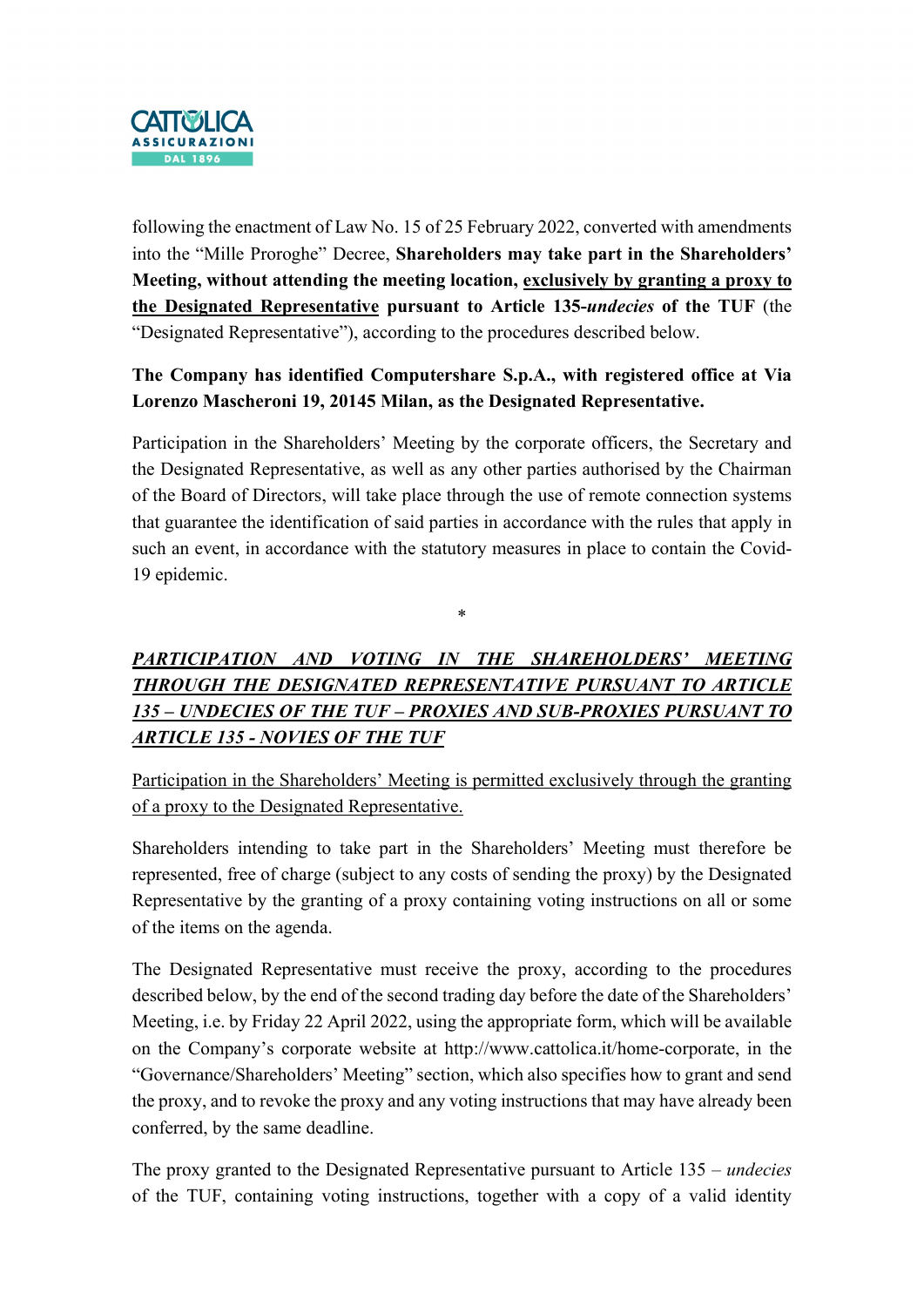following the enactment of Law No. 15 of 25 February 2022, converted with amendments into the "Mille Proroghe" Decree, **Shareholders may take part in the Shareholders' Meeting, without attending the meeting location, <u>exclusively by granting a proxy to the Designated Representative</u> pursuant to Article 135-*undecies* of the TUF** (the "Designated Representative"), according to the procedures described below.

**The Company has identified Computershare S.p.A., with registered office at Via Lorenzo Mascheroni 19, 20145 Milan, as the Designated Representative.**

Participation in the Shareholders' Meeting by the corporate officers, the Secretary and the Designated Representative, as well as any other parties authorised by the Chairman of the Board of Directors, will take place through the use of remote connection systems that guarantee the identification of said parties in accordance with the rules that apply in such an event, in accordance with the statutory measures in place to contain the Covid-19 epidemic.

*

***<u>PARTICIPATION AND VOTING IN THE SHAREHOLDERS' MEETING THROUGH THE DESIGNATED REPRESENTATIVE PURSUANT TO ARTICLE 135 – UNDECIES OF THE TUF – PROXIES AND SUB-PROXIES PURSUANT TO ARTICLE 135 - NOVIES OF THE TUF</u>***

<u>Participation in the Shareholders' Meeting is permitted exclusively through the granting of a proxy to the Designated Representative.</u>

Shareholders intending to take part in the Shareholders' Meeting must therefore be represented, free of charge (subject to any costs of sending the proxy) by the Designated Representative by the granting of a proxy containing voting instructions on all or some of the items on the agenda.

The Designated Representative must receive the proxy, according to the procedures described below, by the end of the second trading day before the date of the Shareholders' Meeting, i.e. by Friday 22 April 2022, using the appropriate form, which will be available on the Company's corporate website at http://www.cattolica.it/home-corporate, in the "Governance/Shareholders' Meeting" section, which also specifies how to grant and send the proxy, and to revoke the proxy and any voting instructions that may have already been conferred, by the same deadline.

The proxy granted to the Designated Representative pursuant to Article 135 – *undecies* of the TUF, containing voting instructions, together with a copy of a valid identity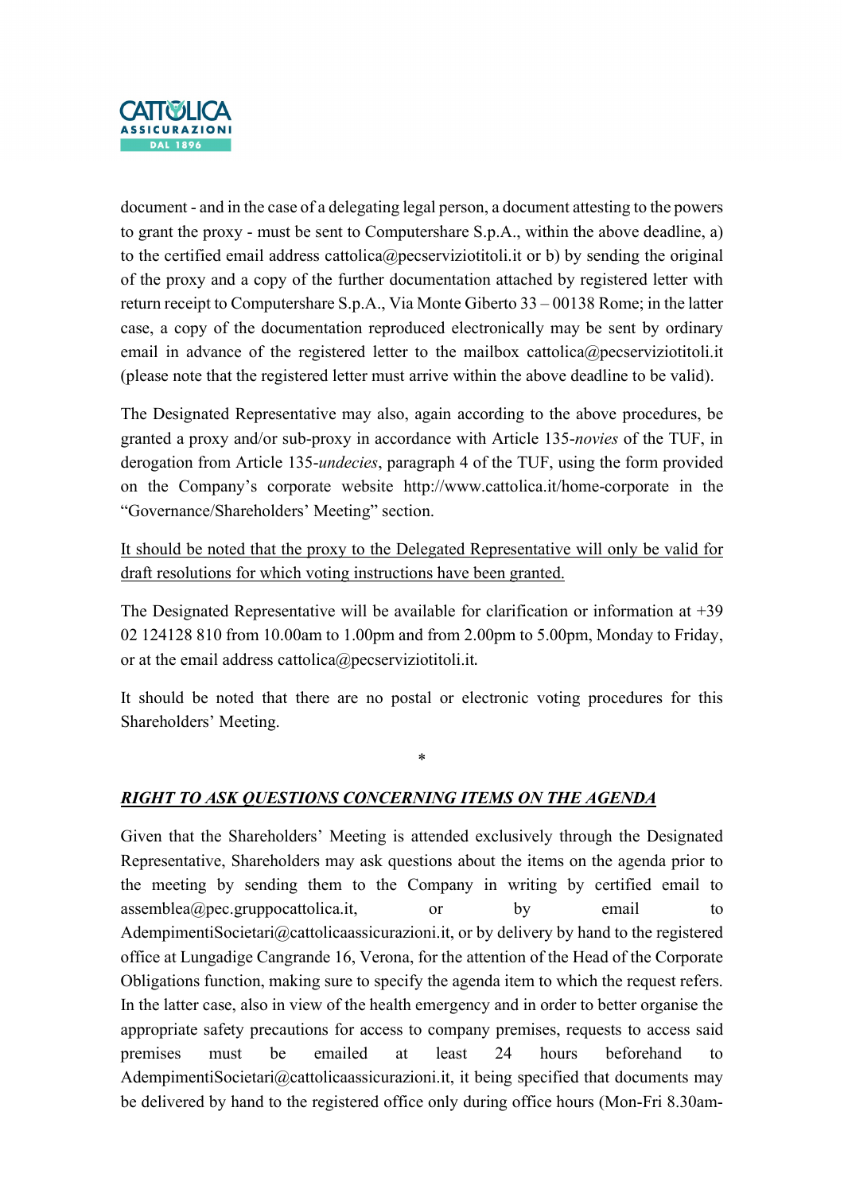document - and in the case of a delegating legal person, a document attesting to the powers to grant the proxy - must be sent to Computershare S.p.A., within the above deadline, a) to the certified email address cattolica@pecserviziotitoli.it or b) by sending the original of the proxy and a copy of the further documentation attached by registered letter with return receipt to Computershare S.p.A., Via Monte Giberto 33 – 00138 Rome; in the latter case, a copy of the documentation reproduced electronically may be sent by ordinary email in advance of the registered letter to the mailbox cattolica@pecserviziotitoli.it (please note that the registered letter must arrive within the above deadline to be valid).

The Designated Representative may also, again according to the above procedures, be granted a proxy and/or sub-proxy in accordance with Article 135-*novies* of the TUF, in derogation from Article 135-*undecies*, paragraph 4 of the TUF, using the form provided on the Company's corporate website http://www.cattolica.it/home-corporate in the "Governance/Shareholders' Meeting" section.

<u>It should be noted that the proxy to the Delegated Representative will only be valid for draft resolutions for which voting instructions have been granted.</u>

The Designated Representative will be available for clarification or information at +39 02 124128 810 from 10.00am to 1.00pm and from 2.00pm to 5.00pm, Monday to Friday, or at the email address cattolica@pecserviziotitoli.it.

It should be noted that there are no postal or electronic voting procedures for this Shareholders' Meeting.

*

## ***<u>RIGHT TO ASK QUESTIONS CONCERNING ITEMS ON THE AGENDA</u>***

Given that the Shareholders' Meeting is attended exclusively through the Designated Representative, Shareholders may ask questions about the items on the agenda prior to the meeting by sending them to the Company in writing by certified email to assemblea@pec.gruppocattolica.it, or by email to AdempimentiSocietari@cattolicaassicurazioni.it, or by delivery by hand to the registered office at Lungadige Cangrande 16, Verona, for the attention of the Head of the Corporate Obligations function, making sure to specify the agenda item to which the request refers. In the latter case, also in view of the health emergency and in order to better organise the appropriate safety precautions for access to company premises, requests to access said premises must be emailed at least 24 hours beforehand to AdempimentiSocietari@cattolicaassicurazioni.it, it being specified that documents may be delivered by hand to the registered office only during office hours (Mon-Fri 8.30am-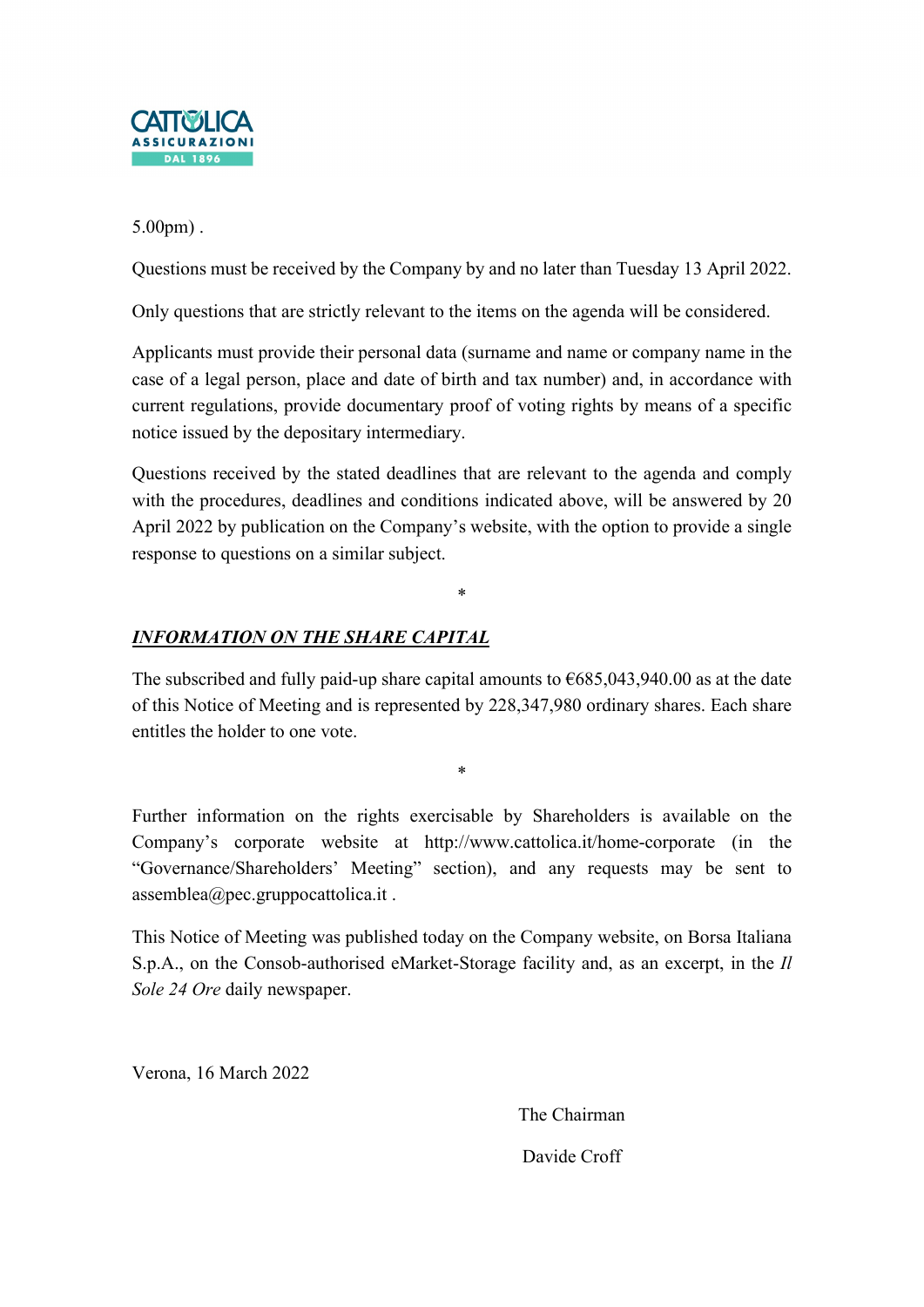5.00pm) .

Questions must be received by the Company by and no later than Tuesday 13 April 2022.

Only questions that are strictly relevant to the items on the agenda will be considered.

Applicants must provide their personal data (surname and name or company name in the case of a legal person, place and date of birth and tax number) and, in accordance with current regulations, provide documentary proof of voting rights by means of a specific notice issued by the depositary intermediary.

Questions received by the stated deadlines that are relevant to the agenda and comply with the procedures, deadlines and conditions indicated above, will be answered by 20 April 2022 by publication on the Company's website, with the option to provide a single response to questions on a similar subject.

*

***INFORMATION ON THE SHARE CAPITAL***

The subscribed and fully paid-up share capital amounts to €685,043,940.00 as at the date of this Notice of Meeting and is represented by 228,347,980 ordinary shares. Each share entitles the holder to one vote.

*

Further information on the rights exercisable by Shareholders is available on the Company's corporate website at http://www.cattolica.it/home-corporate (in the "Governance/Shareholders' Meeting" section), and any requests may be sent to assemblea@pec.gruppocattolica.it .

This Notice of Meeting was published today on the Company website, on Borsa Italiana S.p.A., on the Consob-authorised eMarket-Storage facility and, as an excerpt, in the *Il Sole 24 Ore* daily newspaper.

Verona, 16 March 2022

The Chairman

Davide Croff